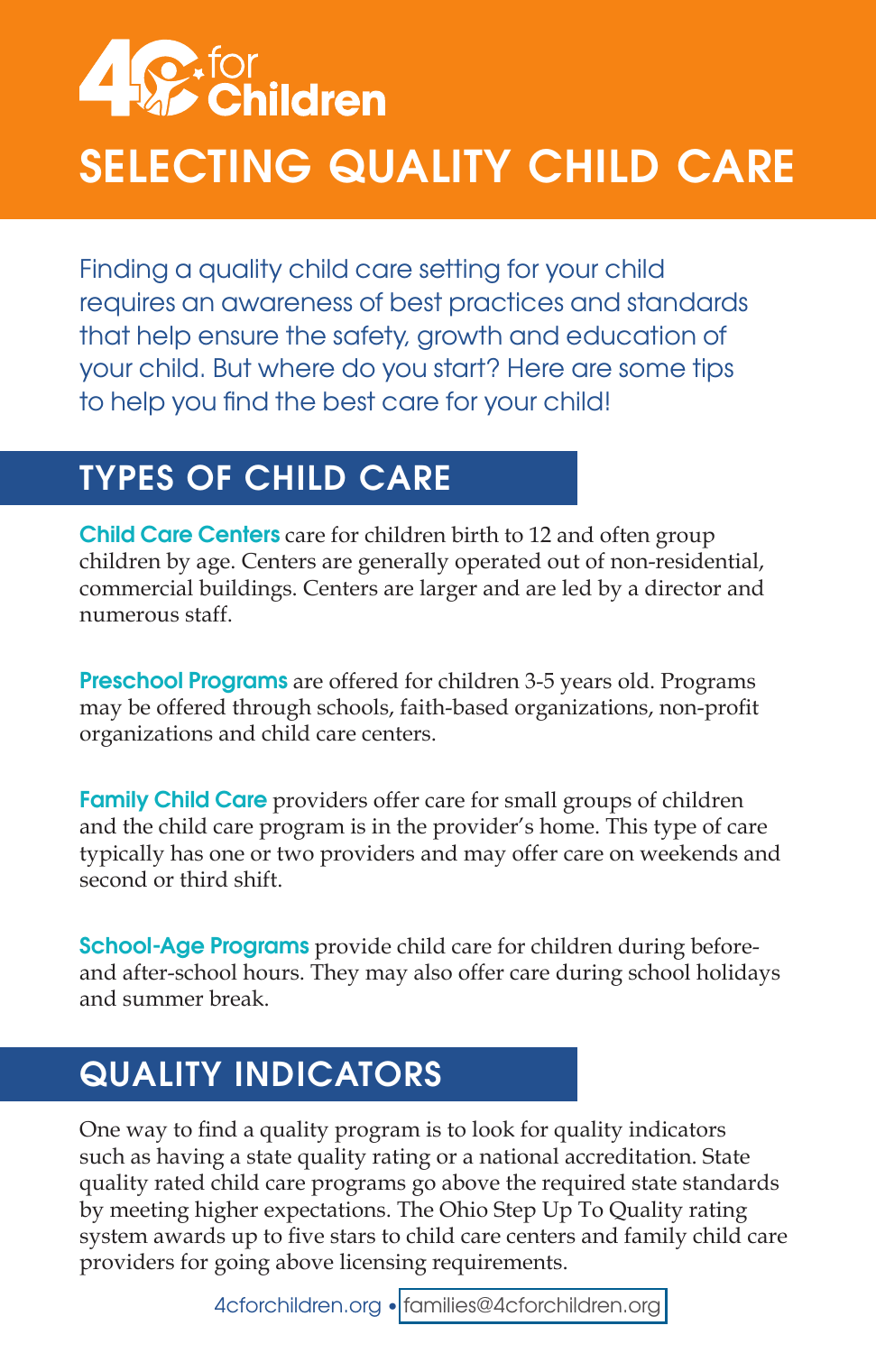4C for Children

# SELECTING QUALITY CHILD CARE

Finding a quality child care setting for your child requires an awareness of best practices and standards that help ensure the safety, growth and education of your child. But where do you start? Here are some tips to help you find the best care for your child!

## TYPES OF CHILD CARE

**Child Care Centers** care for children birth to 12 and often group children by age. Centers are generally operated out of non-residential, commercial buildings. Centers are larger and are led by a director and numerous staff.

**Preschool Programs** are offered for children 3-5 years old. Programs may be offered through schools, faith-based organizations, non-profit organizations and child care centers.

**Family Child Care** providers offer care for small groups of children and the child care program is in the provider's home. This type of care typically has one or two providers and may offer care on weekends and second or third shift.

**School-Age Programs** provide child care for children during before- and after-school hours. They may also offer care during school holidays and summer break.

## QUALITY INDICATORS

One way to find a quality program is to look for quality indicators such as having a state quality rating or a national accreditation. State quality rated child care programs go above the required state standards by meeting higher expectations. The Ohio Step Up To Quality rating system awards up to five stars to child care centers and family child care providers for going above licensing requirements.

4cforchildren.org • families@4cforchildren.org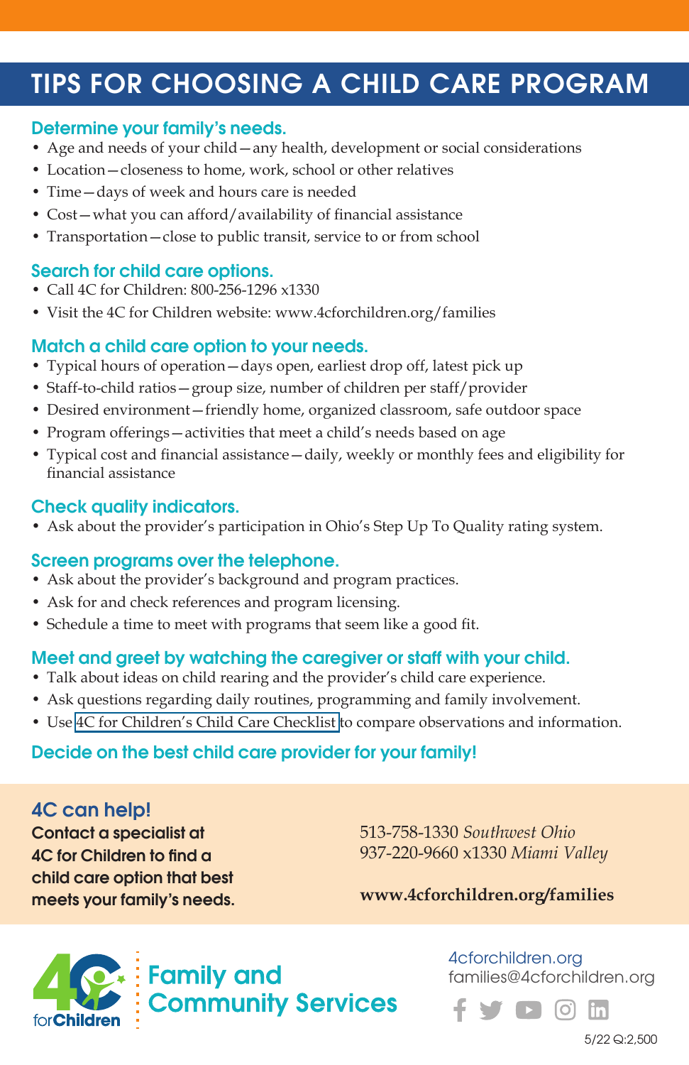# TIPS FOR CHOOSING A CHILD CARE PROGRAM

## Determine your family's needs.

- Age and needs of your child—any health, development or social considerations
- Location—closeness to home, work, school or other relatives
- Time—days of week and hours care is needed
- Cost—what you can afford/availability of financial assistance
- Transportation—close to public transit, service to or from school

## Search for child care options.

- Call 4C for Children: 800-256-1296 x1330
- Visit the 4C for Children website: www.4cforchildren.org/families

## Match a child care option to your needs.

- Typical hours of operation—days open, earliest drop off, latest pick up
- Staff-to-child ratios—group size, number of children per staff/provider
- Desired environment—friendly home, organized classroom, safe outdoor space
- Program offerings—activities that meet a child's needs based on age
- Typical cost and financial assistance—daily, weekly or monthly fees and eligibility for financial assistance

## Check quality indicators.

- Ask about the provider's participation in Ohio's Step Up To Quality rating system.

## Screen programs over the telephone.

- Ask about the provider's background and program practices.
- Ask for and check references and program licensing.
- Schedule a time to meet with programs that seem like a good fit.

## Meet and greet by watching the caregiver or staff with your child.

- Talk about ideas on child rearing and the provider's child care experience.
- Ask questions regarding daily routines, programming and family involvement.
- Use 4C for Children's Child Care Checklist to compare observations and information.

## Decide on the best child care provider for your family!

## 4C can help!

**Contact a specialist at 4C for Children to find a child care option that best meets your family's needs.**

513-758-1330 *Southwest Ohio*
937-220-9660 x1330 *Miami Valley*

**www.4cforchildren.org/families**

4C for Children — Family and Community Services

4cforchildren.org
families@4cforchildren.org

5/22 Q:2,500